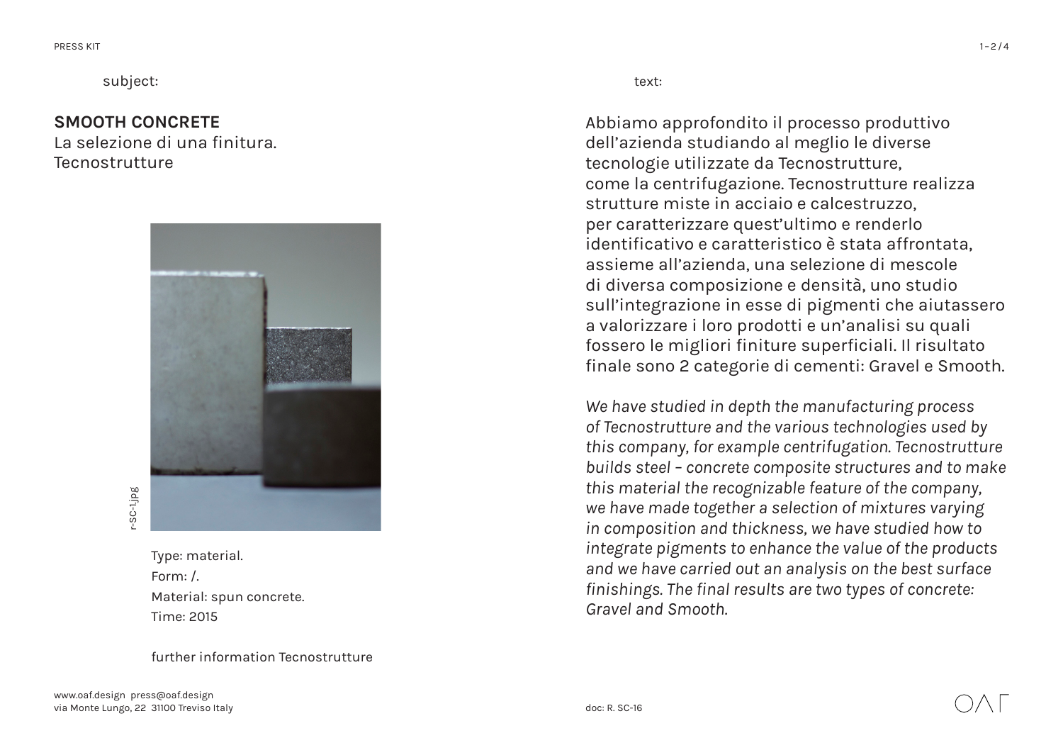subject:

**SMOOTH CONCRETE**
La selezione di una finitura.
Tecnostrutture

r-SC-1.jpg

Type: material.
Form: /.
Material: spun concrete.
Time: 2015

further information Tecnostrutture

text:

Abbiamo approfondito il processo produttivo dell'azienda studiando al meglio le diverse tecnologie utilizzate da Tecnostrutture, come la centrifugazione. Tecnostrutture realizza strutture miste in acciaio e calcestruzzo, per caratterizzare quest'ultimo e renderlo identificativo e caratteristico è stata affrontata, assieme all'azienda, una selezione di mescole di diversa composizione e densità, uno studio sull'integrazione in esse di pigmenti che aiutassero a valorizzare i loro prodotti e un'analisi su quali fossero le migliori finiture superficiali. Il risultato finale sono 2 categorie di cementi: Gravel e Smooth.

*We have studied in depth the manufacturing process of Tecnostrutture and the various technologies used by this company, for example centrifugation. Tecnostrutture builds steel – concrete composite structures and to make this material the recognizable feature of the company, we have made together a selection of mixtures varying in composition and thickness, we have studied how to integrate pigments to enhance the value of the products and we have carried out an analysis on the best surface finishings. The final results are two types of concrete: Gravel and Smooth.*

www.oaf.design press@oaf.design
via Monte Lungo, 22 31100 Treviso Italy

doc: R. SC-16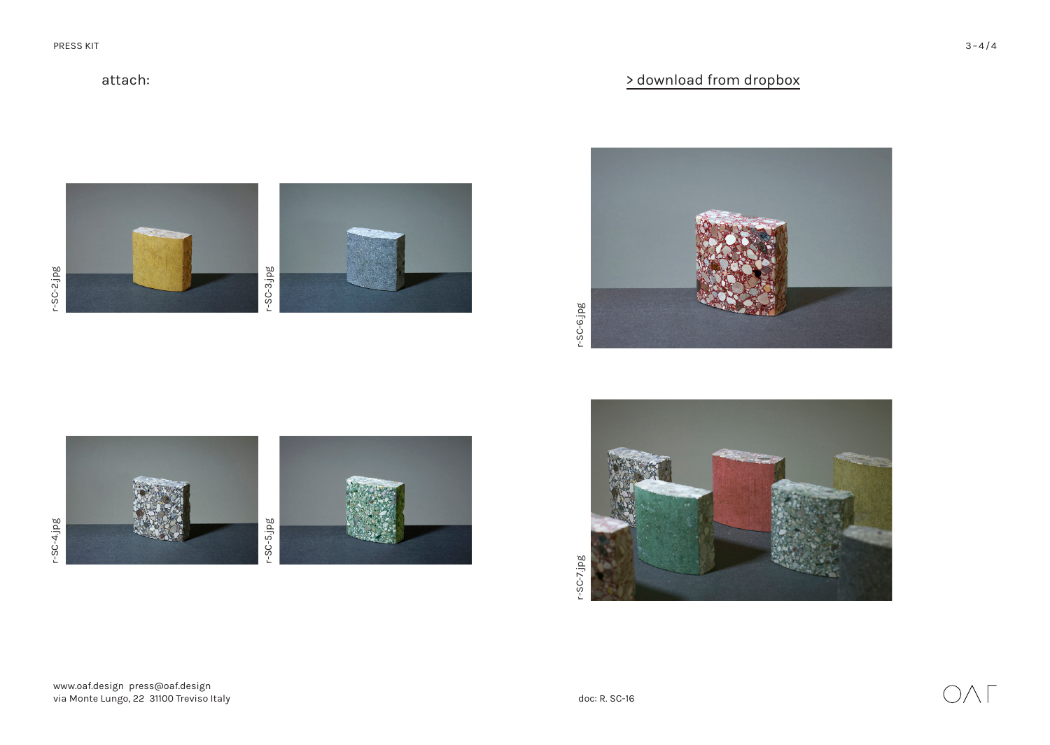attach:

[> download from dropbox]

r-SC-2.jpg

r-SC-3.jpg

r-SC-6.jpg

r-SC-4.jpg

r-SC-5.jpg

r-SC-7.jpg

www.oaf.design press@oaf.design
via Monte Lungo, 22 31100 Treviso Italy

doc: R. SC-16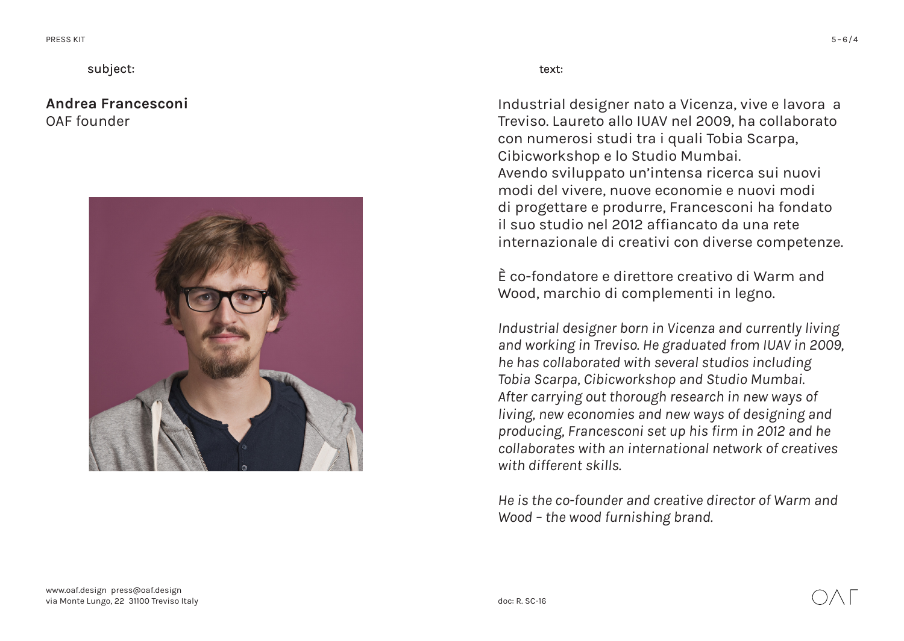subject:

**Andrea Francesconi**
OAF founder

text:

Industrial designer nato a Vicenza, vive e lavora a Treviso. Laureto allo IUAV nel 2009, ha collaborato con numerosi studi tra i quali Tobia Scarpa, Cibicworkshop e lo Studio Mumbai.
Avendo sviluppato un'intensa ricerca sui nuovi modi del vivere, nuove economie e nuovi modi di progettare e produrre, Francesconi ha fondato il suo studio nel 2012 affiancato da una rete internazionale di creativi con diverse competenze.

È co-fondatore e direttore creativo di Warm and Wood, marchio di complementi in legno.

*Industrial designer born in Vicenza and currently living and working in Treviso. He graduated from IUAV in 2009, he has collaborated with several studios including Tobia Scarpa, Cibicworkshop and Studio Mumbai.*
*After carrying out thorough research in new ways of living, new economies and new ways of designing and producing, Francesconi set up his firm in 2012 and he collaborates with an international network of creatives with different skills.*

*He is the co-founder and creative director of Warm and Wood – the wood furnishing brand.*

www.oaf.design press@oaf.design
via Monte Lungo, 22 31100 Treviso Italy

doc: R. SC-16